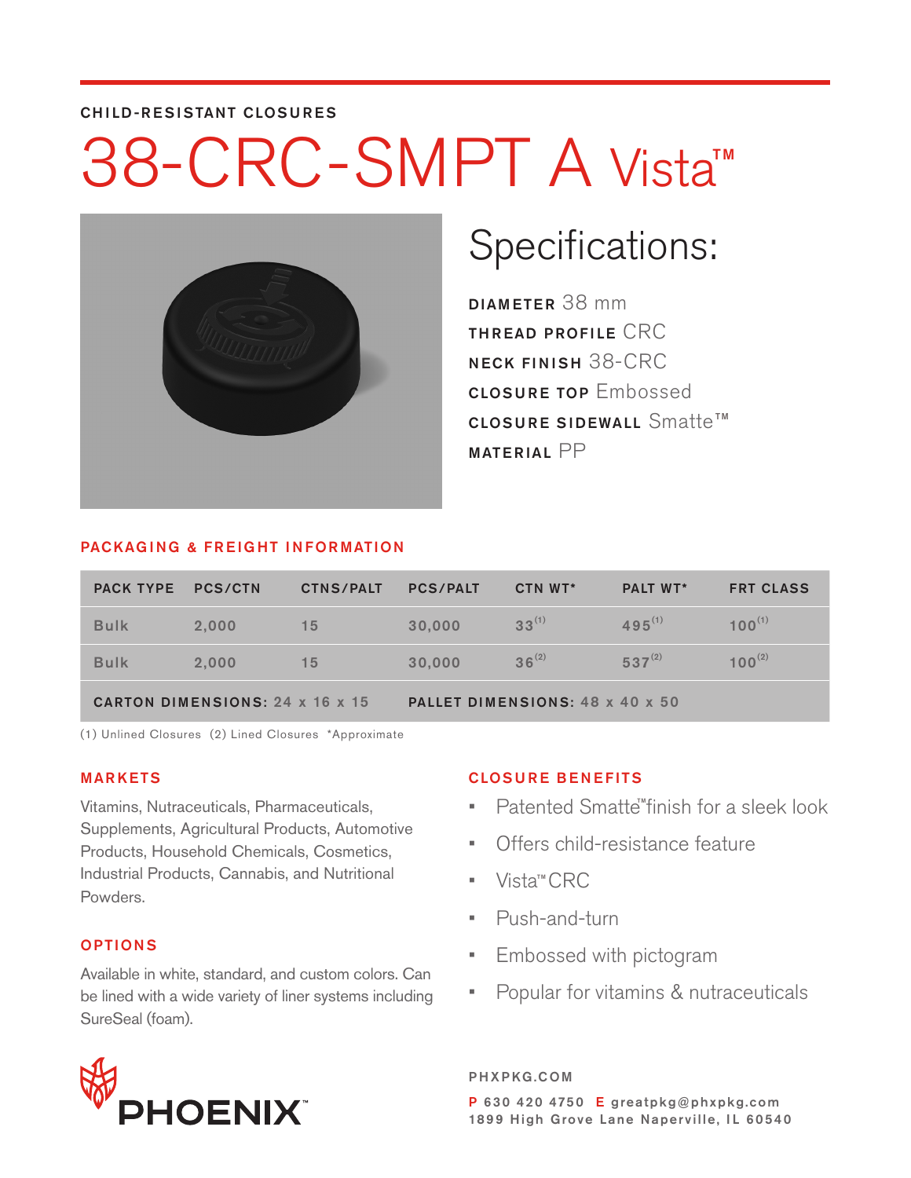CHILD-RESISTANT CLOSURES

# 38-CRC-SMPT A Vista™

## Specifications:

**DIAMETER** 38 mm
**THREAD PROFILE** CRC
**NECK FINISH** 38-CRC
**CLOSURE TOP** Embossed
**CLOSURE SIDEWALL** Smatte™
**MATERIAL** PP

### PACKAGING & FREIGHT INFORMATION

| PACK TYPE | PCS/CTN | CTNS/PALT | PCS/PALT | CTN WT* | PALT WT* | FRT CLASS |
|---|---|---|---|---|---|---|
| Bulk | 2,000 | 15 | 30,000 | 33 (1) | 495 (1) | 100 (1) |
| Bulk | 2,000 | 15 | 30,000 | 36 (2) | 537 (2) | 100 (2) |
| CARTON DIMENSIONS: 24 x 16 x 15 | | | PALLET DIMENSIONS: 48 x 40 x 50 | | | |

(1) Unlined Closures (2) Lined Closures *Approximate

### MARKETS

Vitamins, Nutraceuticals, Pharmaceuticals, Supplements, Agricultural Products, Automotive Products, Household Chemicals, Cosmetics, Industrial Products, Cannabis, and Nutritional Powders.

### OPTIONS

Available in white, standard, and custom colors. Can be lined with a wide variety of liner systems including SureSeal (foam).

### CLOSURE BENEFITS

- Patented Smatte™ finish for a sleek look
- Offers child-resistance feature
- Vista™ CRC
- Push-and-turn
- Embossed with pictogram
- Popular for vitamins & nutraceuticals

PHOENIX™

PHXPKG.COM
P 630 420 4750 E greatpkg@phxpkg.com
1899 High Grove Lane Naperville, IL 60540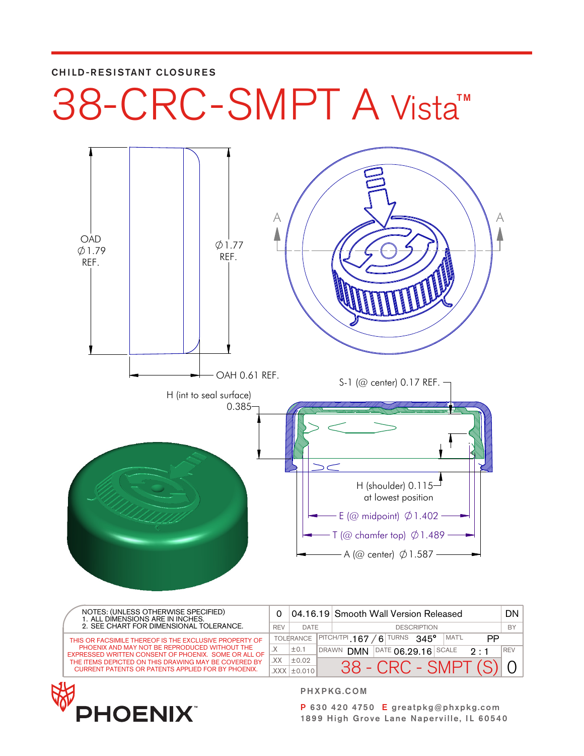CHILD-RESISTANT CLOSURES

# 38-CRC-SMPT A Vista™

OAD ∅1.79 REF.

∅1.77 REF.

OAH 0.61 REF.

H (int to seal surface) 0.385

S-1 (@ center) 0.17 REF.

H (shoulder) 0.115 at lowest position

E (@ midpoint) ∅1.402

T (@ chamfer top) ∅1.489

A (@ center) ∅1.587

NOTES: (UNLESS OTHERWISE SPECIFIED)
1. ALL DIMENSIONS ARE IN INCHES.
2. SEE CHART FOR DIMENSIONAL TOLERANCE.

THIS OR FACSIMILE THEREOF IS THE EXCLUSIVE PROPERTY OF PHOENIX AND MAY NOT BE REPRODUCED WITHOUT THE EXPRESSED WRITTEN CONSENT OF PHOENIX. SOME OR ALL OF THE ITEMS DEPICTED ON THIS DRAWING MAY BE COVERED BY CURRENT PATENTS OR PATENTS APPLIED FOR BY PHOENIX.

| REV | DATE | DESCRIPTION | BY |
|---|---|---|---|
| 0 | 04.16.19 | Smooth Wall Version Released | DN |

| TOLERANCE | | PITCH/TPI | TURNS | MAT'L |
|---|---|---|---|---|
| .X | ±0.1 | .167 / 6 | 345° | PP |
| .XX | ±0.02 | DRAWN DMN | DATE 06.29.16 | SCALE 2 : 1 |
| .XXX | ±0.010 | 38 - CRC - SMPT (S) | | REV 0 |

PHOENIX™

PHXPKG.COM

P 630 420 4750 E greatpkg@phxpkg.com
1899 High Grove Lane Naperville, IL 60540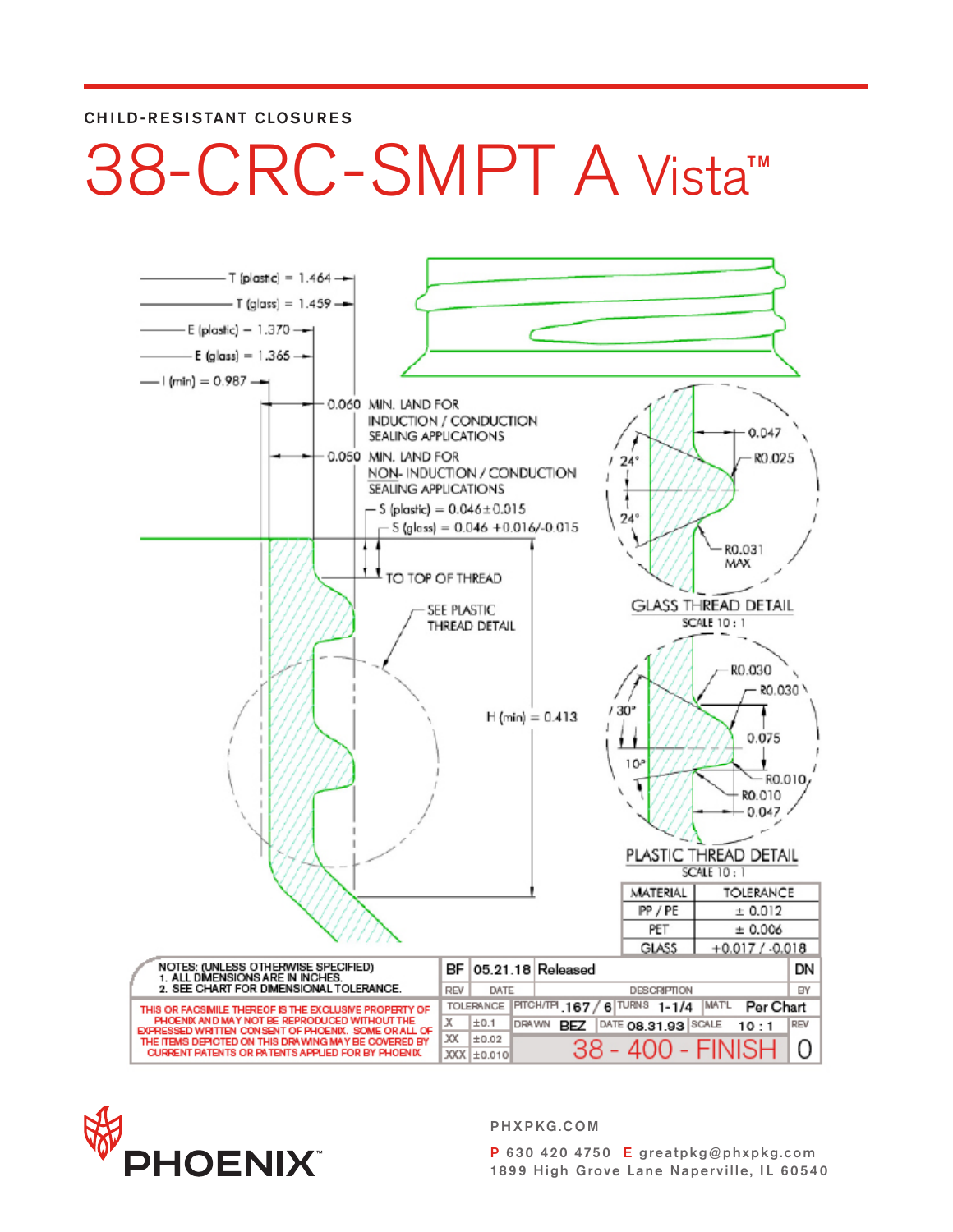CHILD-RESISTANT CLOSURES

# 38-CRC-SMPT A Vista™

T (plastic) = 1.464

T (glass) = 1.459

E (plastic) = 1.370

E (glass) = 1.365

I (min) = 0.987

0.060 MIN. LAND FOR INDUCTION / CONDUCTION SEALING APPLICATIONS

0.050 MIN. LAND FOR NON- INDUCTION / CONDUCTION SEALING APPLICATIONS

S (plastic) = 0.046±0.015

S (glass) = 0.046 +0.016/-0.015

TO TOP OF THREAD

SEE PLASTIC THREAD DETAIL

H (min) = 0.413

0.047

24°

R0.025

24°

R0.031 MAX

GLASS THREAD DETAIL

SCALE 10 : 1

R0.030

R0.030

30°

0.075

10°

R0.010

R0.010

0.047

PLASTIC THREAD DETAIL

SCALE 10 : 1

| MATERIAL | TOLERANCE |
|---|---|
| PP / PE | ± 0.012 |
| PET | ± 0.006 |
| GLASS | +0.017 / -0.018 |

NOTES: (UNLESS OTHERWISE SPECIFIED)
1. ALL DIMENSIONS ARE IN INCHES.
2. SEE CHART FOR DIMENSIONAL TOLERANCE.

THIS OR FACSIMILE THEREOF IS THE EXCLUSIVE PROPERTY OF PHOENIX AND MAY NOT BE REPRODUCED WITHOUT THE EXPRESSED WRITTEN CONSENT OF PHOENIX. SOME OR ALL OF THE ITEMS DEPICTED ON THIS DRAWING MAY BE COVERED BY CURRENT PATENTS OR PATENTS APPLIED FOR BY PHOENIX.

| REV | DATE | DESCRIPTION | BY |
|---|---|---|---|
| BF | 05.21.18 | Released | DN |

| TOLERANCE | | PITCH/TPI | .167 / 6 | TURNS | 1-1/4 | MAT'L | Per Chart |
|---|---|---|---|---|---|---|---|
| X | ±0.1 | DRAWN | BEZ | DATE | 08.31.93 | SCALE | 10 : 1 |
| XX | ±0.02 | 38 - 400 - FINISH | | | | REV | 0 |
| XXX | ±0.010 | | | | | | |

PHOENIX™

PHXPKG.COM

P 630 420 4750 E greatpkg@phxpkg.com
1899 High Grove Lane Naperville, IL 60540